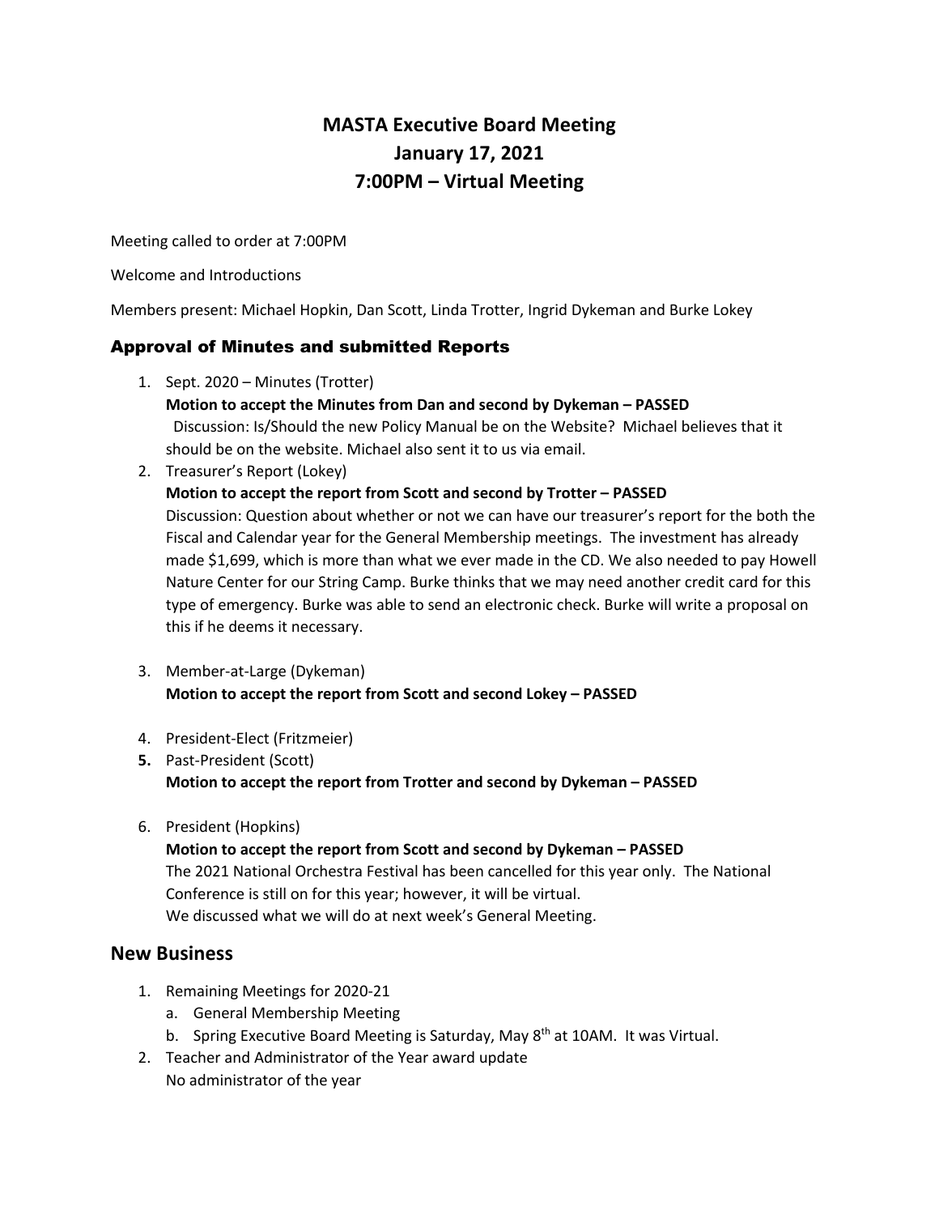# MASTA Executive Board Meeting
# January 17, 2021
# 7:00PM – Virtual Meeting

Meeting called to order at 7:00PM

Welcome and Introductions

Members present: Michael Hopkin, Dan Scott, Linda Trotter, Ingrid Dykeman and Burke Lokey

## Approval of Minutes and submitted Reports

1. Sept. 2020 – Minutes (Trotter)
   **Motion to accept the Minutes from Dan and second by Dykeman – PASSED**
   Discussion: Is/Should the new Policy Manual be on the Website? Michael believes that it should be on the website. Michael also sent it to us via email.
2. Treasurer's Report (Lokey)
   **Motion to accept the report from Scott and second by Trotter – PASSED**
   Discussion: Question about whether or not we can have our treasurer's report for the both the Fiscal and Calendar year for the General Membership meetings. The investment has already made $1,699, which is more than what we ever made in the CD. We also needed to pay Howell Nature Center for our String Camp. Burke thinks that we may need another credit card for this type of emergency. Burke was able to send an electronic check. Burke will write a proposal on this if he deems it necessary.
3. Member-at-Large (Dykeman)
   **Motion to accept the report from Scott and second Lokey – PASSED**
4. President-Elect (Fritzmeier)
5. Past-President (Scott)
   **Motion to accept the report from Trotter and second by Dykeman – PASSED**
6. President (Hopkins)
   **Motion to accept the report from Scott and second by Dykeman – PASSED**
   The 2021 National Orchestra Festival has been cancelled for this year only. The National Conference is still on for this year; however, it will be virtual.
   We discussed what we will do at next week's General Meeting.

## New Business

1. Remaining Meetings for 2020-21
   a. General Membership Meeting
   b. Spring Executive Board Meeting is Saturday, May 8th at 10AM. It was Virtual.
2. Teacher and Administrator of the Year award update
   No administrator of the year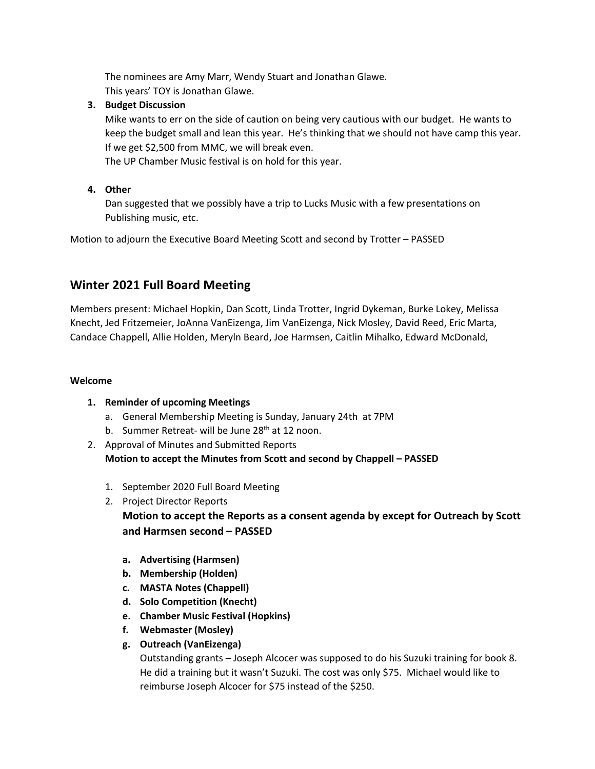The nominees are Amy Marr, Wendy Stuart and Jonathan Glawe.
This years' TOY is Jonathan Glawe.

3. **Budget Discussion**
   Mike wants to err on the side of caution on being very cautious with our budget. He wants to keep the budget small and lean this year. He's thinking that we should not have camp this year. If we get $2,500 from MMC, we will break even.
   The UP Chamber Music festival is on hold for this year.

4. **Other**
   Dan suggested that we possibly have a trip to Lucks Music with a few presentations on Publishing music, etc.

Motion to adjourn the Executive Board Meeting Scott and second by Trotter – PASSED

## Winter 2021 Full Board Meeting

Members present: Michael Hopkin, Dan Scott, Linda Trotter, Ingrid Dykeman, Burke Lokey, Melissa Knecht, Jed Fritzemeier, JoAnna VanEizenga, Jim VanEizenga, Nick Mosley, David Reed, Eric Marta, Candace Chappell, Allie Holden, Meryln Beard, Joe Harmsen, Caitlin Mihalko, Edward McDonald,

**Welcome**

1. **Reminder of upcoming Meetings**
   a. General Membership Meeting is Sunday, January 24th at 7PM
   b. Summer Retreat- will be June 28th at 12 noon.
2. Approval of Minutes and Submitted Reports
   **Motion to accept the Minutes from Scott and second by Chappell – PASSED**

   1. September 2020 Full Board Meeting
   2. Project Director Reports
      **Motion to accept the Reports as a consent agenda by except for Outreach by Scott and Harmsen second – PASSED**

      a. **Advertising (Harmsen)**
      b. **Membership (Holden)**
      c. **MASTA Notes (Chappell)**
      d. **Solo Competition (Knecht)**
      e. **Chamber Music Festival (Hopkins)**
      f. **Webmaster (Mosley)**
      g. **Outreach (VanEizenga)**
         Outstanding grants – Joseph Alcocer was supposed to do his Suzuki training for book 8. He did a training but it wasn't Suzuki. The cost was only $75. Michael would like to reimburse Joseph Alcocer for $75 instead of the $250.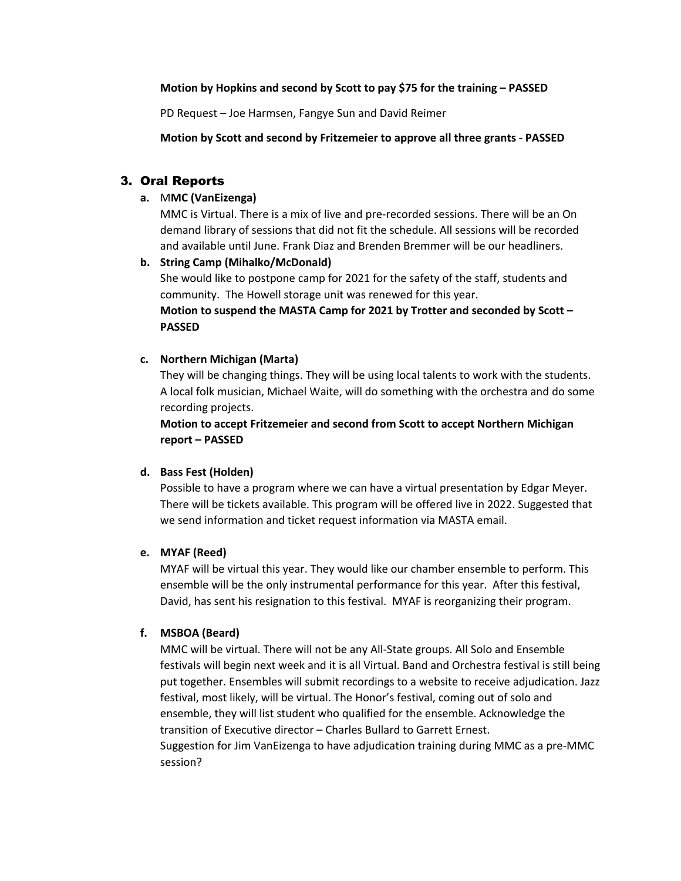**Motion by Hopkins and second by Scott to pay $75 for the training – PASSED**

PD Request – Joe Harmsen, Fangye Sun and David Reimer

**Motion by Scott and second by Fritzemeier to approve all three grants - PASSED**

## 3. Oral Reports

**a. MMC (VanEizenga)**

MMC is Virtual. There is a mix of live and pre-recorded sessions. There will be an On demand library of sessions that did not fit the schedule. All sessions will be recorded and available until June. Frank Diaz and Brenden Bremmer will be our headliners.

**b. String Camp (Mihalko/McDonald)**

She would like to postpone camp for 2021 for the safety of the staff, students and community. The Howell storage unit was renewed for this year.

**Motion to suspend the MASTA Camp for 2021 by Trotter and seconded by Scott – PASSED**

**c. Northern Michigan (Marta)**

They will be changing things. They will be using local talents to work with the students. A local folk musician, Michael Waite, will do something with the orchestra and do some recording projects.

**Motion to accept Fritzemeier and second from Scott to accept Northern Michigan report – PASSED**

**d. Bass Fest (Holden)**

Possible to have a program where we can have a virtual presentation by Edgar Meyer. There will be tickets available. This program will be offered live in 2022. Suggested that we send information and ticket request information via MASTA email.

**e. MYAF (Reed)**

MYAF will be virtual this year. They would like our chamber ensemble to perform. This ensemble will be the only instrumental performance for this year. After this festival, David, has sent his resignation to this festival. MYAF is reorganizing their program.

**f. MSBOA (Beard)**

MMC will be virtual. There will not be any All-State groups. All Solo and Ensemble festivals will begin next week and it is all Virtual. Band and Orchestra festival is still being put together. Ensembles will submit recordings to a website to receive adjudication. Jazz festival, most likely, will be virtual. The Honor's festival, coming out of solo and ensemble, they will list student who qualified for the ensemble. Acknowledge the transition of Executive director – Charles Bullard to Garrett Ernest.

Suggestion for Jim VanEizenga to have adjudication training during MMC as a pre-MMC session?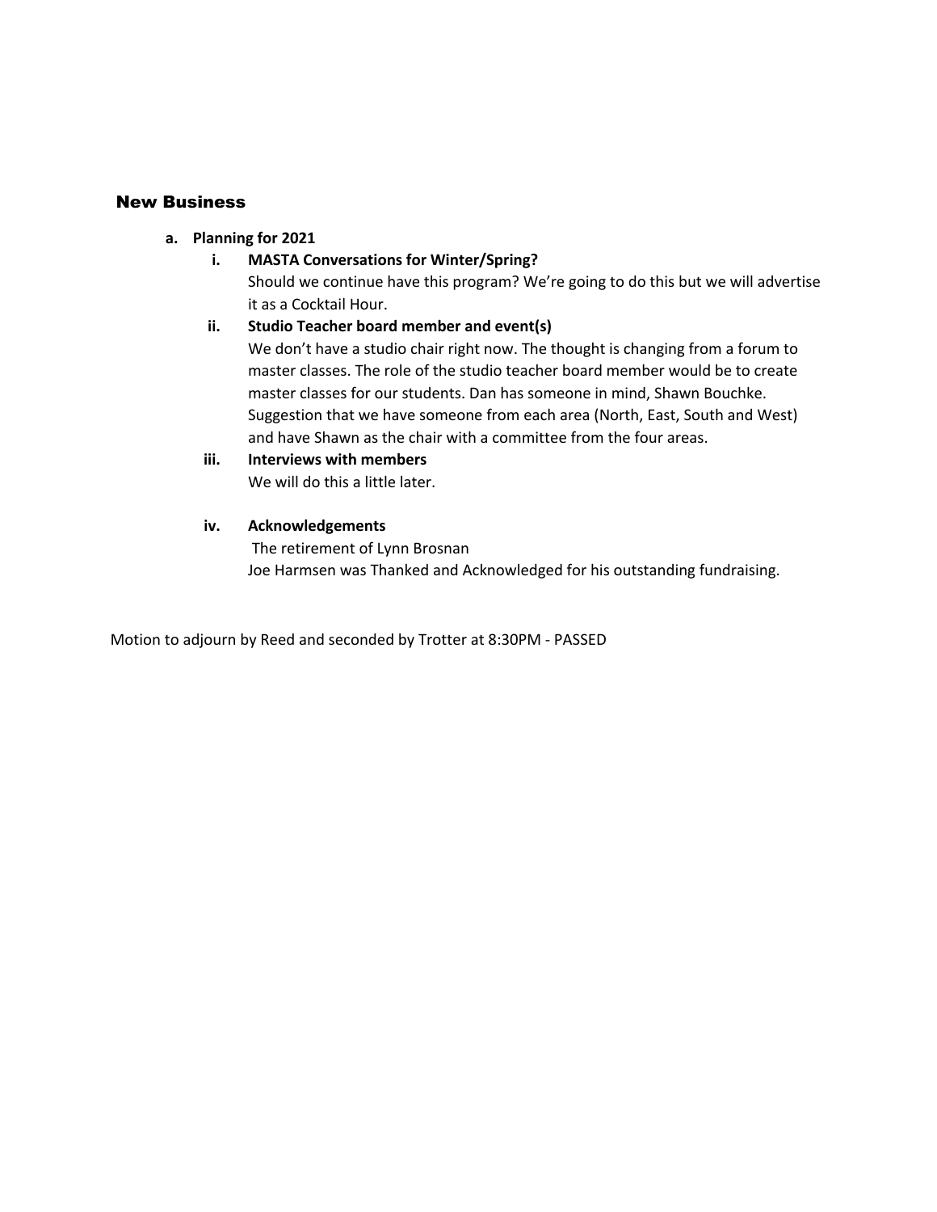## New Business

a. **Planning for 2021**

   i. **MASTA Conversations for Winter/Spring?**
   Should we continue have this program? We're going to do this but we will advertise it as a Cocktail Hour.

   ii. **Studio Teacher board member and event(s)**
   We don't have a studio chair right now. The thought is changing from a forum to master classes. The role of the studio teacher board member would be to create master classes for our students. Dan has someone in mind, Shawn Bouchke. Suggestion that we have someone from each area (North, East, South and West) and have Shawn as the chair with a committee from the four areas.

   iii. **Interviews with members**
   We will do this a little later.

   iv. **Acknowledgements**
   The retirement of Lynn Brosnan
   Joe Harmsen was Thanked and Acknowledged for his outstanding fundraising.

Motion to adjourn by Reed and seconded by Trotter at 8:30PM - PASSED